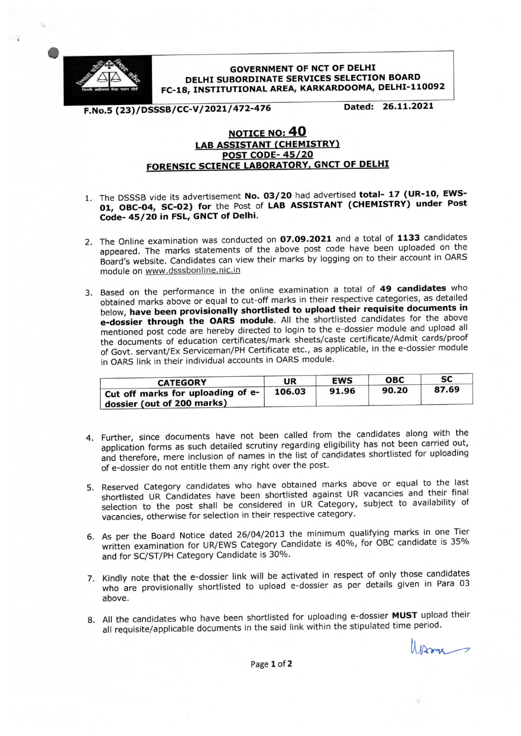**GOVERNMENT OF NCT OF DELHI**
**DELHI SUBORDINATE SERVICES SELECTION BOARD**
**FC-18, INSTITUTIONAL AREA, KARKARDOOMA, DELHI-110092**

**F.No.5 (23)/DSSSB/CC-V/2021/472-476** **Dated: 26.11.2021**

# NOTICE NO: 40

## LAB ASSISTANT (CHEMISTRY)

## POST CODE- 45/20

## FORENSIC SCIENCE LABORATORY, GNCT OF DELHI

1. The DSSSB vide its advertisement **No. 03/20** had advertised **total- 17 (UR-10, EWS-01, OBC-04, SC-02) for** the Post of **LAB ASSISTANT (CHEMISTRY) under Post Code- 45/20 in FSL, GNCT of Delhi.**

2. The Online examination was conducted on **07.09.2021** and a total of **1133** candidates appeared. The marks statements of the above post code have been uploaded on the Board's website. Candidates can view their marks by logging on to their account in OARS module on www.dsssbonline.nic.in

3. Based on the performance in the online examination a total of **49 candidates** who obtained marks above or equal to cut-off marks in their respective categories, as detailed below, **have been provisionally shortlisted to upload their requisite documents in e-dossier through the OARS module**. All the shortlisted candidates for the above mentioned post code are hereby directed to login to the e-dossier module and upload all the documents of education certificates/mark sheets/caste certificate/Admit cards/proof of Govt. servant/Ex Serviceman/PH Certificate etc., as applicable, in the e-dossier module in OARS link in their individual accounts in OARS module.

| CATEGORY | UR | EWS | OBC | SC |
|---|---|---|---|---|
| **Cut off marks for uploading of e-dossier (out of 200 marks)** | **106.03** | **91.96** | **90.20** | **87.69** |

4. Further, since documents have not been called from the candidates along with the application forms as such detailed scrutiny regarding eligibility has not been carried out, and therefore, mere inclusion of names in the list of candidates shortlisted for uploading of e-dossier do not entitle them any right over the post.

5. Reserved Category candidates who have obtained marks above or equal to the last shortlisted UR Candidates have been shortlisted against UR vacancies and their final selection to the post shall be considered in UR Category, subject to availability of vacancies, otherwise for selection in their respective category.

6. As per the Board Notice dated 26/04/2013 the minimum qualifying marks in one Tier written examination for UR/EWS Category Candidate is 40%, for OBC candidate is 35% and for SC/ST/PH Category Candidate is 30%.

7. Kindly note that the e-dossier link will be activated in respect of only those candidates who are provisionally shortlisted to upload e-dossier as per details given in Para 03 above.

8. All the candidates who have been shortlisted for uploading e-dossier **MUST** upload their all requisite/applicable documents in the said link within the stipulated time period.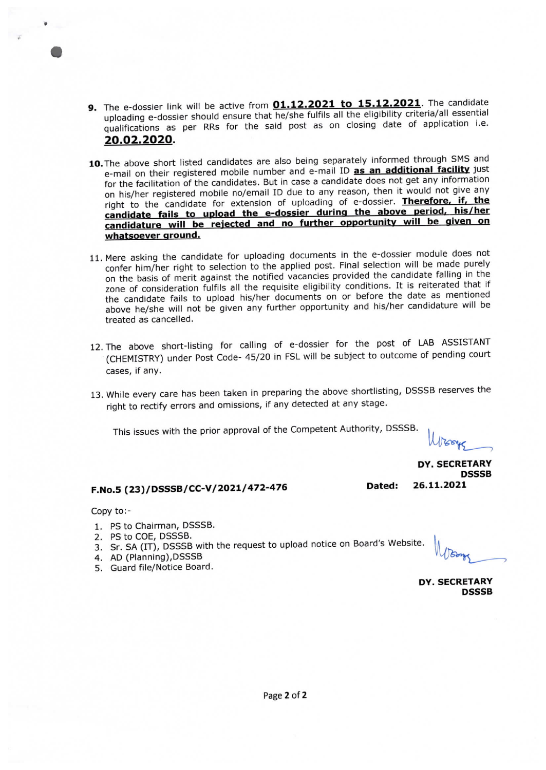9. The e-dossier link will be active from **<u>01.12.2021 to 15.12.2021</u>**. The candidate uploading e-dossier should ensure that he/she fulfils all the eligibility criteria/all essential qualifications as per RRs for the said post as on closing date of application i.e. **<u>20.02.2020</u>**.

10. The above short listed candidates are also being separately informed through SMS and e-mail on their registered mobile number and e-mail ID **<u>as an additional facility</u>** just for the facilitation of the candidates. But in case a candidate does not get any information on his/her registered mobile no/email ID due to any reason, then it would not give any right to the candidate for extension of uploading of e-dossier. **<u>Therefore, if, the candidate fails to upload the e-dossier during the above period, his/her candidature will be rejected and no further opportunity will be given on whatsoever ground.</u>**

11. Mere asking the candidate for uploading documents in the e-dossier module does not confer him/her right to selection to the applied post. Final selection will be made purely on the basis of merit against the notified vacancies provided the candidate falling in the zone of consideration fulfils all the requisite eligibility conditions. It is reiterated that if the candidate fails to upload his/her documents on or before the date as mentioned above he/she will not be given any further opportunity and his/her candidature will be treated as cancelled.

12. The above short-listing for calling of e-dossier for the post of LAB ASSISTANT (CHEMISTRY) under Post Code- 45/20 in FSL will be subject to outcome of pending court cases, if any.

13. While every care has been taken in preparing the above shortlisting, DSSSB reserves the right to rectify errors and omissions, if any detected at any stage.

This issues with the prior approval of the Competent Authority, DSSSB.

**DY. SECRETARY**
**DSSSB**

**F.No.5 (23)/DSSSB/CC-V/2021/472-476** **Dated: 26.11.2021**

Copy to:-

1. PS to Chairman, DSSSB.
2. PS to COE, DSSSB.
3. Sr. SA (IT), DSSSB with the request to upload notice on Board's Website.
4. AD (Planning),DSSSB
5. Guard file/Notice Board.

**DY. SECRETARY**
**DSSSB**